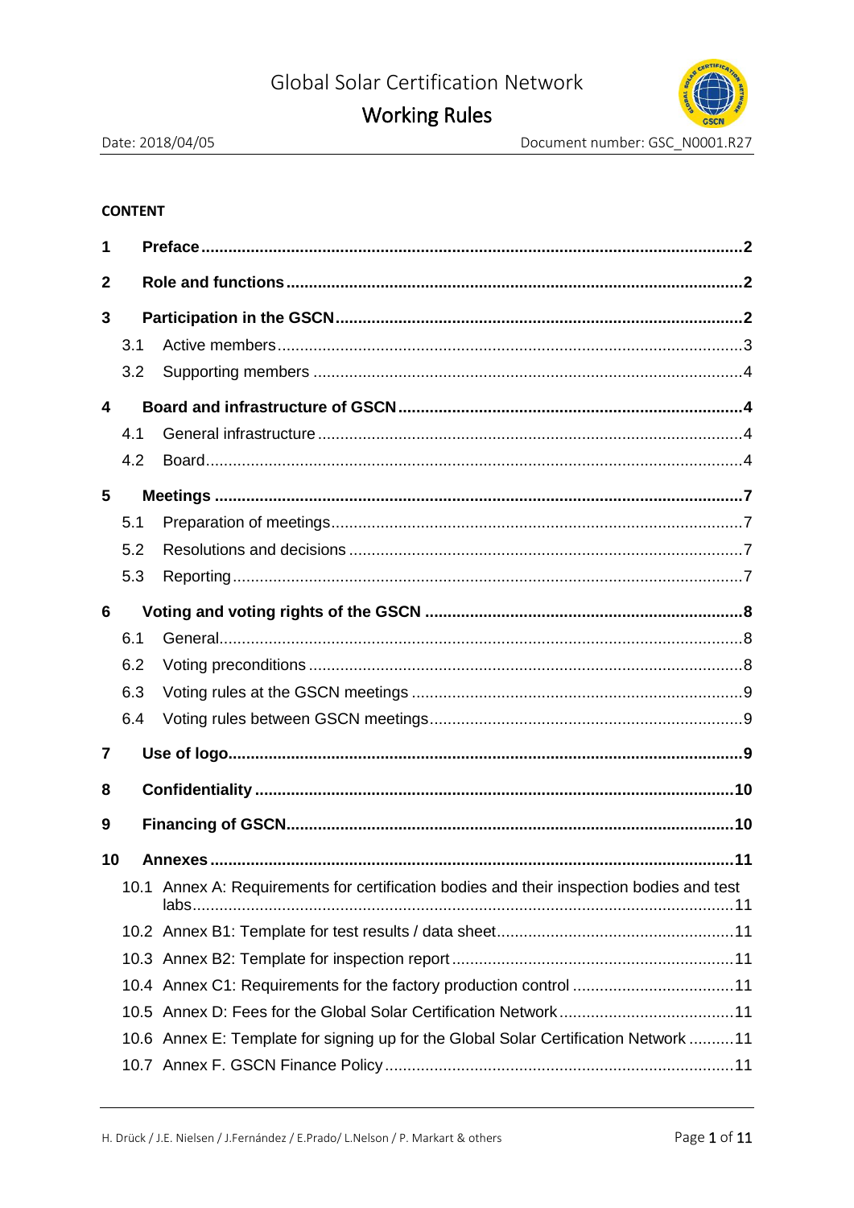# Global Solar Certification Network

## Working Rules

Date: 2018/04/05

Document number: GSC_N0001.R27

**CONTENT**

| | | |
|---|---|---|
| **1** | **Preface** | **2** |
| **2** | **Role and functions** | **2** |
| **3** | **Participation in the GSCN** | **2** |
| 3.1 | Active members | 3 |
| 3.2 | Supporting members | 4 |
| **4** | **Board and infrastructure of GSCN** | **4** |
| 4.1 | General infrastructure | 4 |
| 4.2 | Board | 4 |
| **5** | **Meetings** | **7** |
| 5.1 | Preparation of meetings | 7 |
| 5.2 | Resolutions and decisions | 7 |
| 5.3 | Reporting | 7 |
| **6** | **Voting and voting rights of the GSCN** | **8** |
| 6.1 | General | 8 |
| 6.2 | Voting preconditions | 8 |
| 6.3 | Voting rules at the GSCN meetings | 9 |
| 6.4 | Voting rules between GSCN meetings | 9 |
| **7** | **Use of logo** | **9** |
| **8** | **Confidentiality** | **10** |
| **9** | **Financing of GSCN** | **10** |
| **10** | **Annexes** | **11** |
| 10.1 | Annex A: Requirements for certification bodies and their inspection bodies and test labs | 11 |
| 10.2 | Annex B1: Template for test results / data sheet | 11 |
| 10.3 | Annex B2: Template for inspection report | 11 |
| 10.4 | Annex C1: Requirements for the factory production control | 11 |
| 10.5 | Annex D: Fees for the Global Solar Certification Network | 11 |
| 10.6 | Annex E: Template for signing up for the Global Solar Certification Network | 11 |
| 10.7 | Annex F. GSCN Finance Policy | 11 |

H. Drück / J.E. Nielsen / J.Fernández / E.Prado/ L.Nelson / P. Markart & others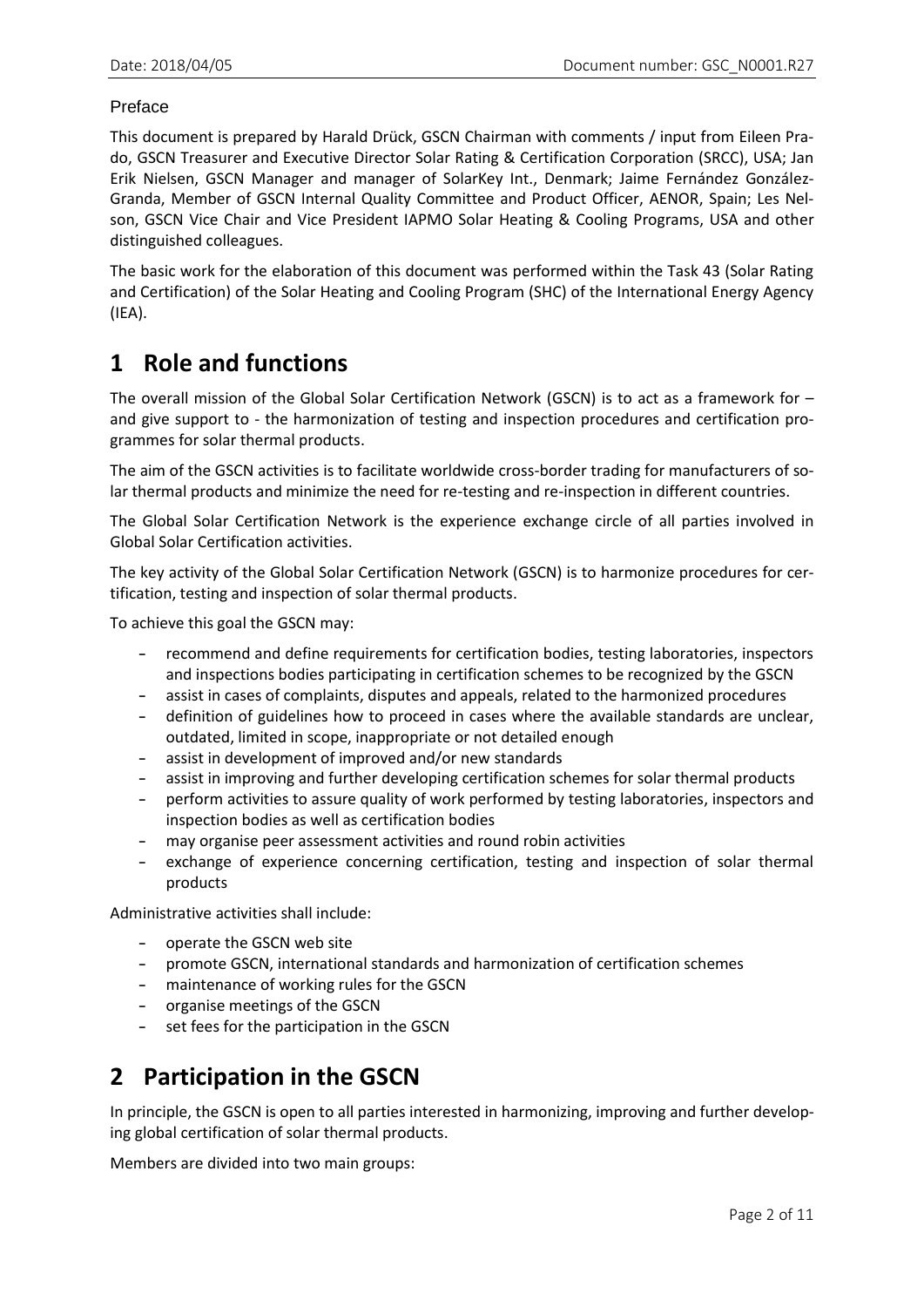Preface

This document is prepared by Harald Drück, GSCN Chairman with comments / input from Eileen Prado, GSCN Treasurer and Executive Director Solar Rating & Certification Corporation (SRCC), USA; Jan Erik Nielsen, GSCN Manager and manager of SolarKey Int., Denmark; Jaime Fernández González-Granda, Member of GSCN Internal Quality Committee and Product Officer, AENOR, Spain; Les Nelson, GSCN Vice Chair and Vice President IAPMO Solar Heating & Cooling Programs, USA and other distinguished colleagues.

The basic work for the elaboration of this document was performed within the Task 43 (Solar Rating and Certification) of the Solar Heating and Cooling Program (SHC) of the International Energy Agency (IEA).

# 1 Role and functions

The overall mission of the Global Solar Certification Network (GSCN) is to act as a framework for – and give support to - the harmonization of testing and inspection procedures and certification programmes for solar thermal products.

The aim of the GSCN activities is to facilitate worldwide cross-border trading for manufacturers of solar thermal products and minimize the need for re-testing and re-inspection in different countries.

The Global Solar Certification Network is the experience exchange circle of all parties involved in Global Solar Certification activities.

The key activity of the Global Solar Certification Network (GSCN) is to harmonize procedures for certification, testing and inspection of solar thermal products.

To achieve this goal the GSCN may:

- recommend and define requirements for certification bodies, testing laboratories, inspectors and inspections bodies participating in certification schemes to be recognized by the GSCN
- assist in cases of complaints, disputes and appeals, related to the harmonized procedures
- definition of guidelines how to proceed in cases where the available standards are unclear, outdated, limited in scope, inappropriate or not detailed enough
- assist in development of improved and/or new standards
- assist in improving and further developing certification schemes for solar thermal products
- perform activities to assure quality of work performed by testing laboratories, inspectors and inspection bodies as well as certification bodies
- may organise peer assessment activities and round robin activities
- exchange of experience concerning certification, testing and inspection of solar thermal products

Administrative activities shall include:

- operate the GSCN web site
- promote GSCN, international standards and harmonization of certification schemes
- maintenance of working rules for the GSCN
- organise meetings of the GSCN
- set fees for the participation in the GSCN

# 2 Participation in the GSCN

In principle, the GSCN is open to all parties interested in harmonizing, improving and further developing global certification of solar thermal products.

Members are divided into two main groups: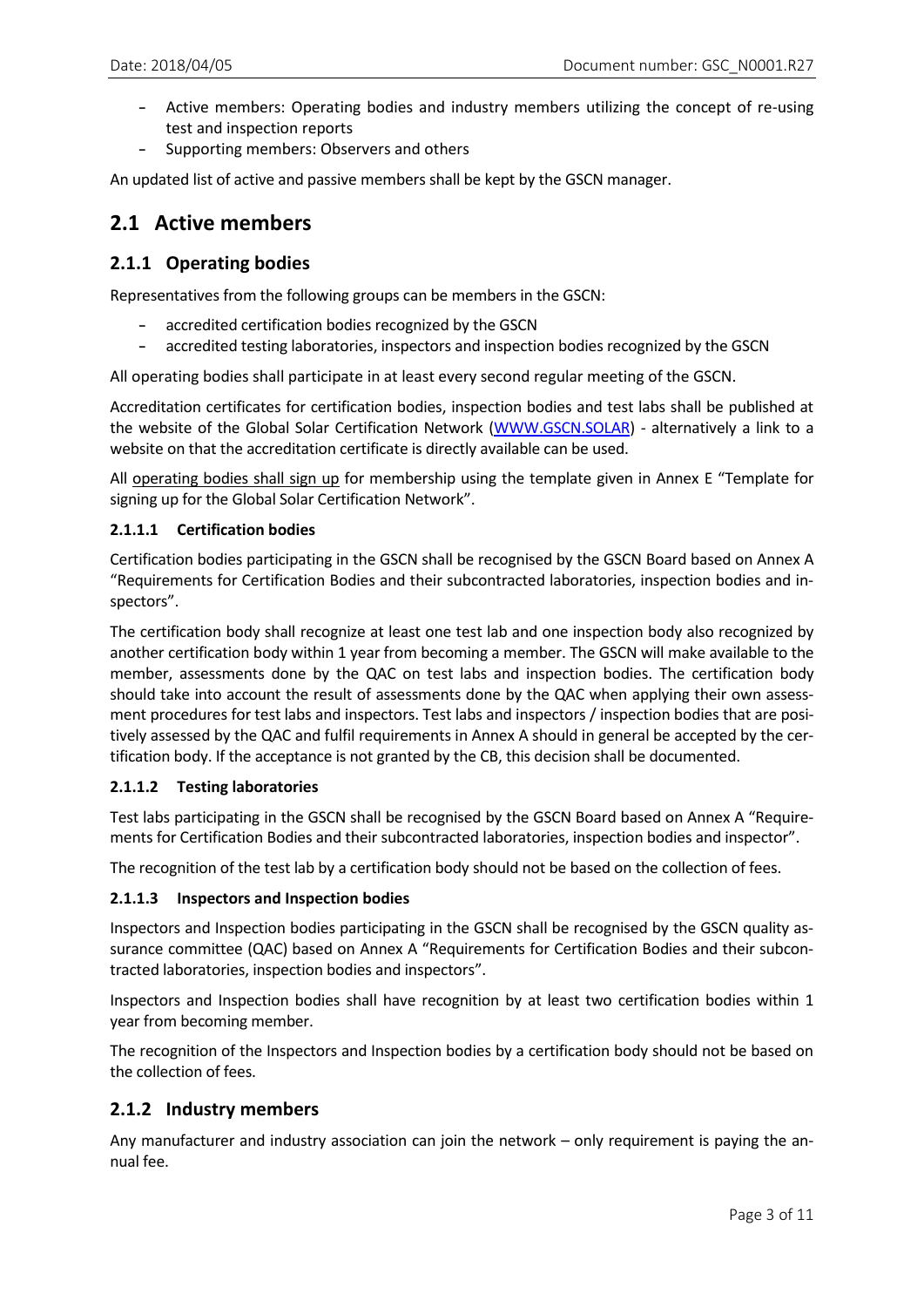- Active members: Operating bodies and industry members utilizing the concept of re-using test and inspection reports
- Supporting members: Observers and others

An updated list of active and passive members shall be kept by the GSCN manager.

## 2.1 Active members

### 2.1.1 Operating bodies

Representatives from the following groups can be members in the GSCN:

- accredited certification bodies recognized by the GSCN
- accredited testing laboratories, inspectors and inspection bodies recognized by the GSCN

All operating bodies shall participate in at least every second regular meeting of the GSCN.

Accreditation certificates for certification bodies, inspection bodies and test labs shall be published at the website of the Global Solar Certification Network (WWW.GSCN.SOLAR) - alternatively a link to a website on that the accreditation certificate is directly available can be used.

All operating bodies shall sign up for membership using the template given in Annex E "Template for signing up for the Global Solar Certification Network".

#### 2.1.1.1 Certification bodies

Certification bodies participating in the GSCN shall be recognised by the GSCN Board based on Annex A "Requirements for Certification Bodies and their subcontracted laboratories, inspection bodies and inspectors".

The certification body shall recognize at least one test lab and one inspection body also recognized by another certification body within 1 year from becoming a member. The GSCN will make available to the member, assessments done by the QAC on test labs and inspection bodies. The certification body should take into account the result of assessments done by the QAC when applying their own assessment procedures for test labs and inspectors. Test labs and inspectors / inspection bodies that are positively assessed by the QAC and fulfil requirements in Annex A should in general be accepted by the certification body. If the acceptance is not granted by the CB, this decision shall be documented.

#### 2.1.1.2 Testing laboratories

Test labs participating in the GSCN shall be recognised by the GSCN Board based on Annex A "Requirements for Certification Bodies and their subcontracted laboratories, inspection bodies and inspector".

The recognition of the test lab by a certification body should not be based on the collection of fees.

#### 2.1.1.3 Inspectors and Inspection bodies

Inspectors and Inspection bodies participating in the GSCN shall be recognised by the GSCN quality assurance committee (QAC) based on Annex A "Requirements for Certification Bodies and their subcontracted laboratories, inspection bodies and inspectors".

Inspectors and Inspection bodies shall have recognition by at least two certification bodies within 1 year from becoming member.

The recognition of the Inspectors and Inspection bodies by a certification body should not be based on the collection of fees.

### 2.1.2 Industry members

Any manufacturer and industry association can join the network – only requirement is paying the annual fee.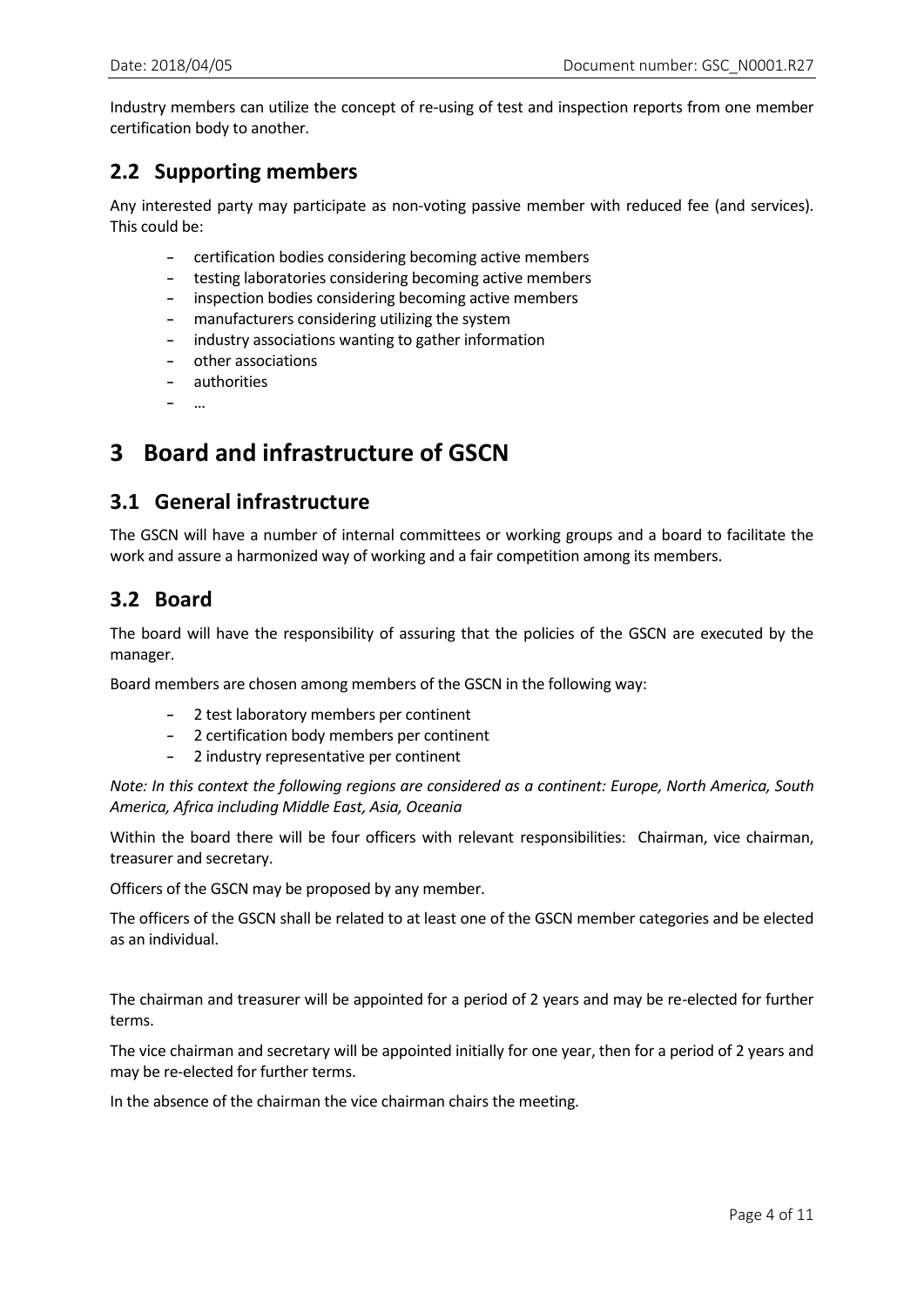Industry members can utilize the concept of re-using of test and inspection reports from one member certification body to another.

## 2.2 Supporting members

Any interested party may participate as non-voting passive member with reduced fee (and services). This could be:

- certification bodies considering becoming active members
- testing laboratories considering becoming active members
- inspection bodies considering becoming active members
- manufacturers considering utilizing the system
- industry associations wanting to gather information
- other associations
- authorities
- …

# 3 Board and infrastructure of GSCN

## 3.1 General infrastructure

The GSCN will have a number of internal committees or working groups and a board to facilitate the work and assure a harmonized way of working and a fair competition among its members.

## 3.2 Board

The board will have the responsibility of assuring that the policies of the GSCN are executed by the manager.

Board members are chosen among members of the GSCN in the following way:

- 2 test laboratory members per continent
- 2 certification body members per continent
- 2 industry representative per continent

*Note: In this context the following regions are considered as a continent: Europe, North America, South America, Africa including Middle East, Asia, Oceania*

Within the board there will be four officers with relevant responsibilities: Chairman, vice chairman, treasurer and secretary.

Officers of the GSCN may be proposed by any member.

The officers of the GSCN shall be related to at least one of the GSCN member categories and be elected as an individual.

The chairman and treasurer will be appointed for a period of 2 years and may be re-elected for further terms.

The vice chairman and secretary will be appointed initially for one year, then for a period of 2 years and may be re-elected for further terms.

In the absence of the chairman the vice chairman chairs the meeting.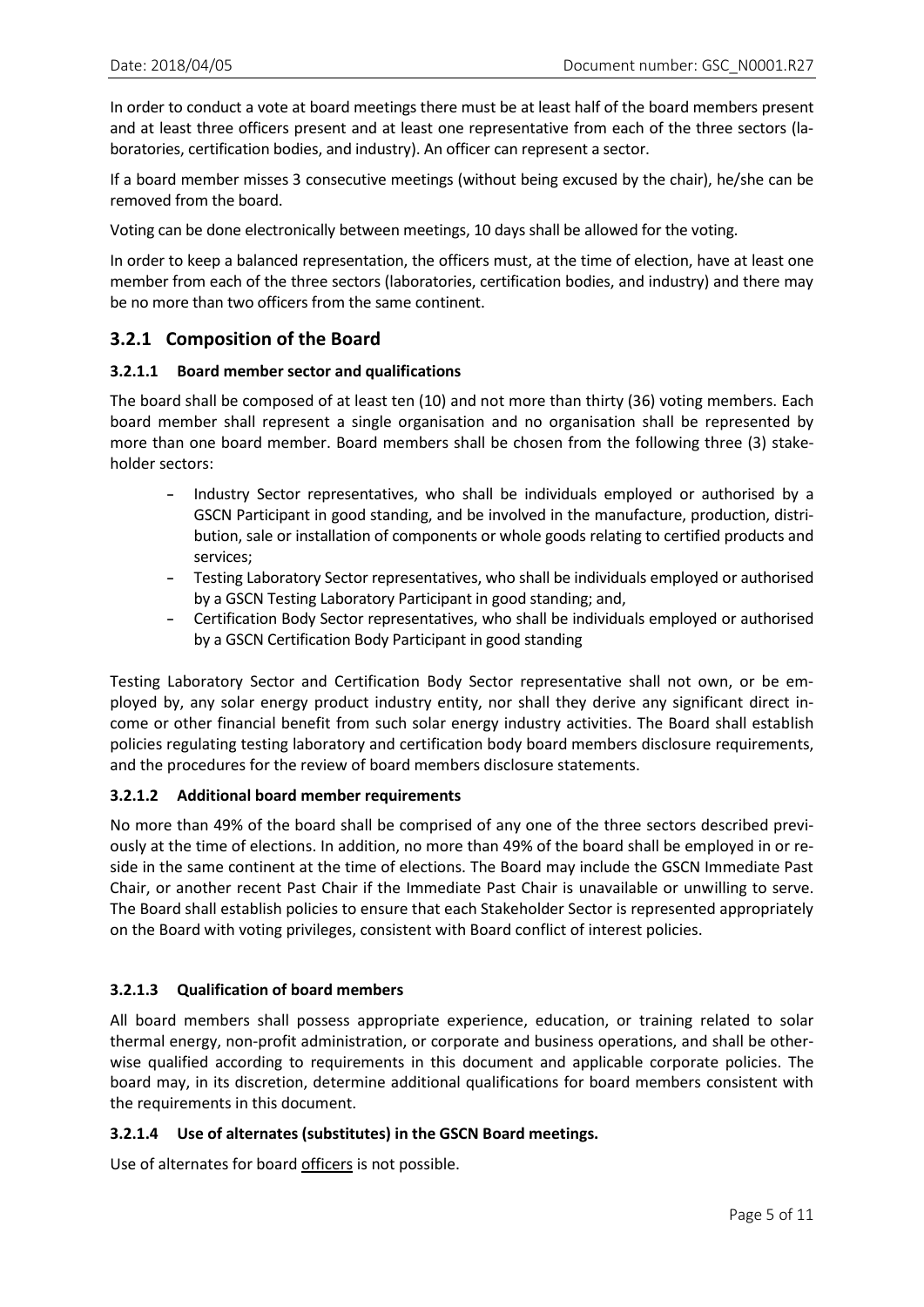In order to conduct a vote at board meetings there must be at least half of the board members present and at least three officers present and at least one representative from each of the three sectors (laboratories, certification bodies, and industry). An officer can represent a sector.

If a board member misses 3 consecutive meetings (without being excused by the chair), he/she can be removed from the board.

Voting can be done electronically between meetings, 10 days shall be allowed for the voting.

In order to keep a balanced representation, the officers must, at the time of election, have at least one member from each of the three sectors (laboratories, certification bodies, and industry) and there may be no more than two officers from the same continent.

### 3.2.1 Composition of the Board

#### 3.2.1.1 Board member sector and qualifications

The board shall be composed of at least ten (10) and not more than thirty (36) voting members. Each board member shall represent a single organisation and no organisation shall be represented by more than one board member. Board members shall be chosen from the following three (3) stakeholder sectors:

- Industry Sector representatives, who shall be individuals employed or authorised by a GSCN Participant in good standing, and be involved in the manufacture, production, distribution, sale or installation of components or whole goods relating to certified products and services;
- Testing Laboratory Sector representatives, who shall be individuals employed or authorised by a GSCN Testing Laboratory Participant in good standing; and,
- Certification Body Sector representatives, who shall be individuals employed or authorised by a GSCN Certification Body Participant in good standing

Testing Laboratory Sector and Certification Body Sector representative shall not own, or be employed by, any solar energy product industry entity, nor shall they derive any significant direct income or other financial benefit from such solar energy industry activities. The Board shall establish policies regulating testing laboratory and certification body board members disclosure requirements, and the procedures for the review of board members disclosure statements.

#### 3.2.1.2 Additional board member requirements

No more than 49% of the board shall be comprised of any one of the three sectors described previously at the time of elections. In addition, no more than 49% of the board shall be employed in or reside in the same continent at the time of elections. The Board may include the GSCN Immediate Past Chair, or another recent Past Chair if the Immediate Past Chair is unavailable or unwilling to serve. The Board shall establish policies to ensure that each Stakeholder Sector is represented appropriately on the Board with voting privileges, consistent with Board conflict of interest policies.

#### 3.2.1.3 Qualification of board members

All board members shall possess appropriate experience, education, or training related to solar thermal energy, non-profit administration, or corporate and business operations, and shall be otherwise qualified according to requirements in this document and applicable corporate policies. The board may, in its discretion, determine additional qualifications for board members consistent with the requirements in this document.

#### 3.2.1.4 Use of alternates (substitutes) in the GSCN Board meetings.

Use of alternates for board officers is not possible.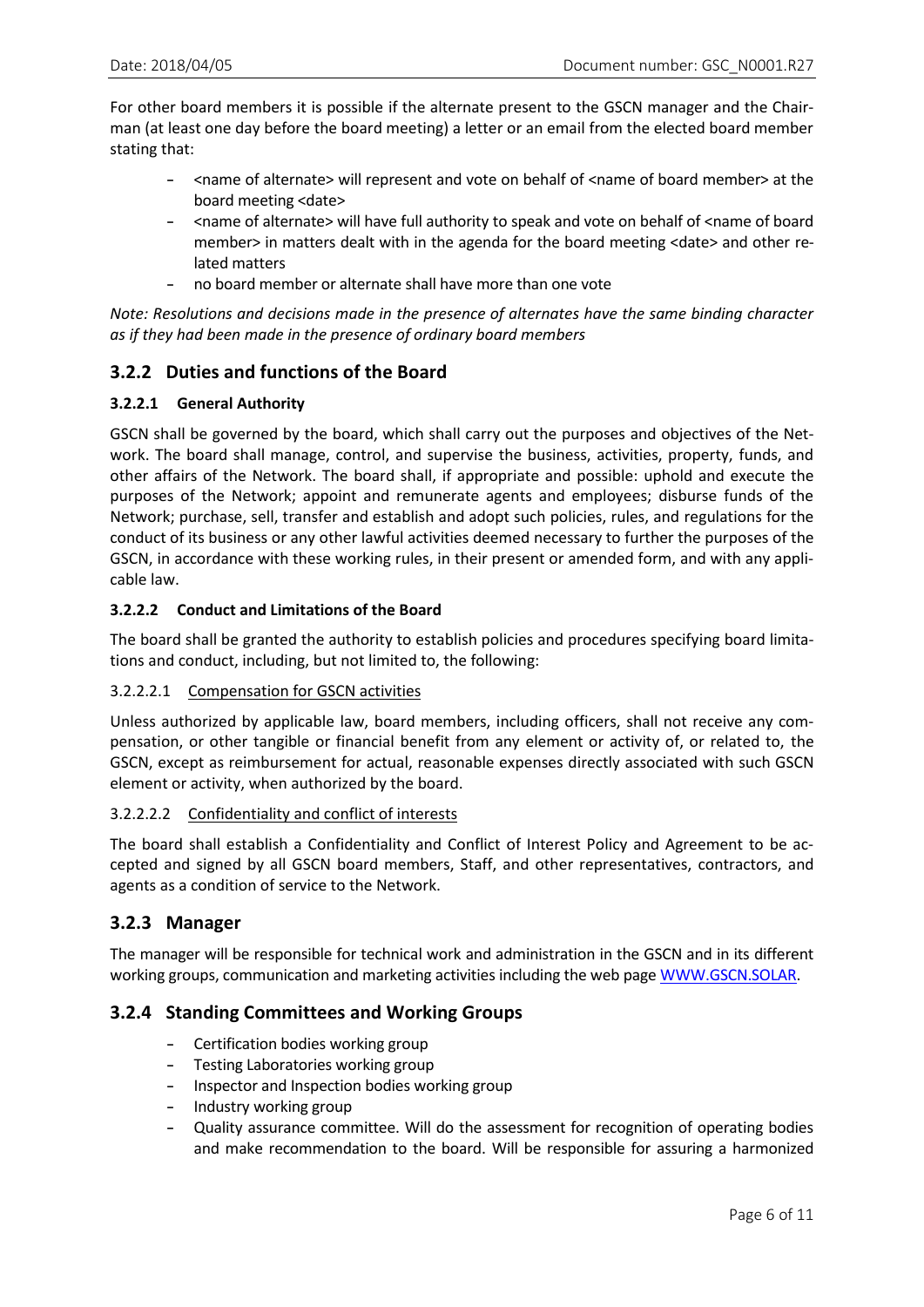For other board members it is possible if the alternate present to the GSCN manager and the Chairman (at least one day before the board meeting) a letter or an email from the elected board member stating that:

- <name of alternate> will represent and vote on behalf of <name of board member> at the board meeting <date>
- <name of alternate> will have full authority to speak and vote on behalf of <name of board member> in matters dealt with in the agenda for the board meeting <date> and other related matters
- no board member or alternate shall have more than one vote

*Note: Resolutions and decisions made in the presence of alternates have the same binding character as if they had been made in the presence of ordinary board members*

### 3.2.2 Duties and functions of the Board

#### 3.2.2.1 General Authority

GSCN shall be governed by the board, which shall carry out the purposes and objectives of the Network. The board shall manage, control, and supervise the business, activities, property, funds, and other affairs of the Network. The board shall, if appropriate and possible: uphold and execute the purposes of the Network; appoint and remunerate agents and employees; disburse funds of the Network; purchase, sell, transfer and establish and adopt such policies, rules, and regulations for the conduct of its business or any other lawful activities deemed necessary to further the purposes of the GSCN, in accordance with these working rules, in their present or amended form, and with any applicable law.

#### 3.2.2.2 Conduct and Limitations of the Board

The board shall be granted the authority to establish policies and procedures specifying board limitations and conduct, including, but not limited to, the following:

3.2.2.2.1 <u>Compensation for GSCN activities</u>

Unless authorized by applicable law, board members, including officers, shall not receive any compensation, or other tangible or financial benefit from any element or activity of, or related to, the GSCN, except as reimbursement for actual, reasonable expenses directly associated with such GSCN element or activity, when authorized by the board.

3.2.2.2.2 <u>Confidentiality and conflict of interests</u>

The board shall establish a Confidentiality and Conflict of Interest Policy and Agreement to be accepted and signed by all GSCN board members, Staff, and other representatives, contractors, and agents as a condition of service to the Network.

### 3.2.3 Manager

The manager will be responsible for technical work and administration in the GSCN and in its different working groups, communication and marketing activities including the web page [WWW.GSCN.SOLAR](http://WWW.GSCN.SOLAR).

### 3.2.4 Standing Committees and Working Groups

- Certification bodies working group
- Testing Laboratories working group
- Inspector and Inspection bodies working group
- Industry working group
- Quality assurance committee. Will do the assessment for recognition of operating bodies and make recommendation to the board. Will be responsible for assuring a harmonized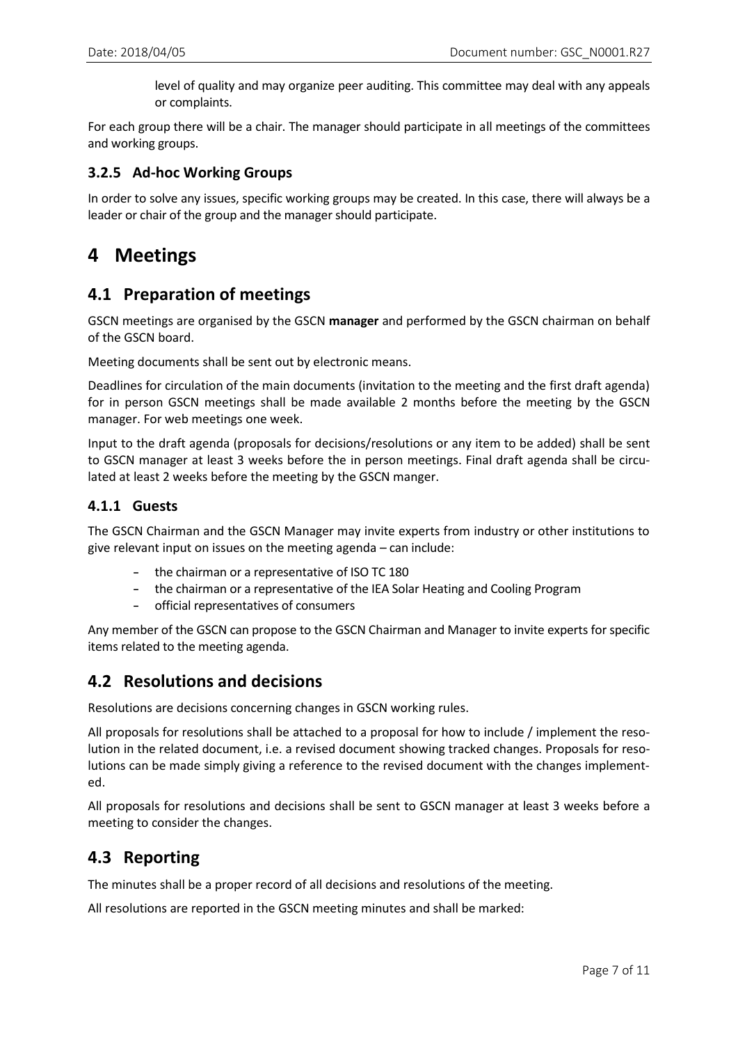level of quality and may organize peer auditing. This committee may deal with any appeals or complaints.

For each group there will be a chair. The manager should participate in all meetings of the committees and working groups.

### 3.2.5 Ad-hoc Working Groups

In order to solve any issues, specific working groups may be created. In this case, there will always be a leader or chair of the group and the manager should participate.

# 4 Meetings

## 4.1 Preparation of meetings

GSCN meetings are organised by the GSCN **manager** and performed by the GSCN chairman on behalf of the GSCN board.

Meeting documents shall be sent out by electronic means.

Deadlines for circulation of the main documents (invitation to the meeting and the first draft agenda) for in person GSCN meetings shall be made available 2 months before the meeting by the GSCN manager. For web meetings one week.

Input to the draft agenda (proposals for decisions/resolutions or any item to be added) shall be sent to GSCN manager at least 3 weeks before the in person meetings. Final draft agenda shall be circulated at least 2 weeks before the meeting by the GSCN manger.

### 4.1.1 Guests

The GSCN Chairman and the GSCN Manager may invite experts from industry or other institutions to give relevant input on issues on the meeting agenda – can include:

- the chairman or a representative of ISO TC 180
- the chairman or a representative of the IEA Solar Heating and Cooling Program
- official representatives of consumers

Any member of the GSCN can propose to the GSCN Chairman and Manager to invite experts for specific items related to the meeting agenda.

## 4.2 Resolutions and decisions

Resolutions are decisions concerning changes in GSCN working rules.

All proposals for resolutions shall be attached to a proposal for how to include / implement the resolution in the related document, i.e. a revised document showing tracked changes. Proposals for resolutions can be made simply giving a reference to the revised document with the changes implemented.

All proposals for resolutions and decisions shall be sent to GSCN manager at least 3 weeks before a meeting to consider the changes.

## 4.3 Reporting

The minutes shall be a proper record of all decisions and resolutions of the meeting.

All resolutions are reported in the GSCN meeting minutes and shall be marked: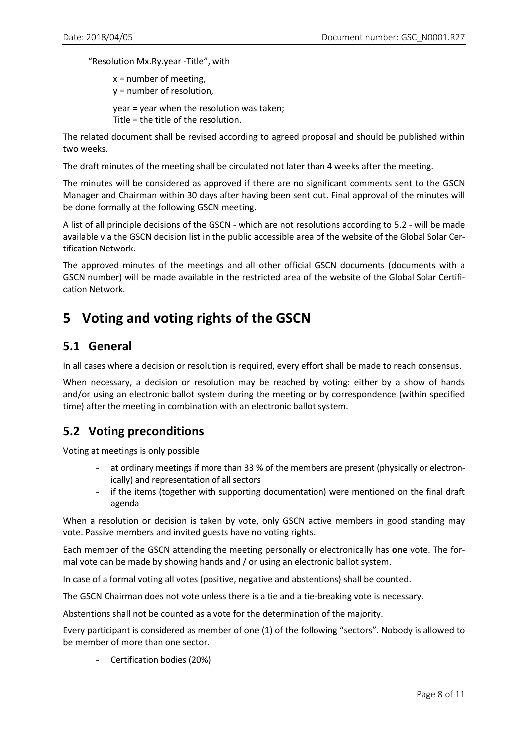"Resolution Mx.Ry.year -Title", with

x = number of meeting,
y = number of resolution,

year = year when the resolution was taken;
Title = the title of the resolution.

The related document shall be revised according to agreed proposal and should be published within two weeks.

The draft minutes of the meeting shall be circulated not later than 4 weeks after the meeting.

The minutes will be considered as approved if there are no significant comments sent to the GSCN Manager and Chairman within 30 days after having been sent out. Final approval of the minutes will be done formally at the following GSCN meeting.

A list of all principle decisions of the GSCN - which are not resolutions according to 5.2 - will be made available via the GSCN decision list in the public accessible area of the website of the Global Solar Certification Network.

The approved minutes of the meetings and all other official GSCN documents (documents with a GSCN number) will be made available in the restricted area of the website of the Global Solar Certification Network.

# 5 Voting and voting rights of the GSCN

## 5.1 General

In all cases where a decision or resolution is required, every effort shall be made to reach consensus.

When necessary, a decision or resolution may be reached by voting: either by a show of hands and/or using an electronic ballot system during the meeting or by correspondence (within specified time) after the meeting in combination with an electronic ballot system.

## 5.2 Voting preconditions

Voting at meetings is only possible

- at ordinary meetings if more than 33 % of the members are present (physically or electronically) and representation of all sectors
- if the items (together with supporting documentation) were mentioned on the final draft agenda

When a resolution or decision is taken by vote, only GSCN active members in good standing may vote. Passive members and invited guests have no voting rights.

Each member of the GSCN attending the meeting personally or electronically has **one** vote. The formal vote can be made by showing hands and / or using an electronic ballot system.

In case of a formal voting all votes (positive, negative and abstentions) shall be counted.

The GSCN Chairman does not vote unless there is a tie and a tie-breaking vote is necessary.

Abstentions shall not be counted as a vote for the determination of the majority.

Every participant is considered as member of one (1) of the following "sectors". Nobody is allowed to be member of more than one sector.

- Certification bodies (20%)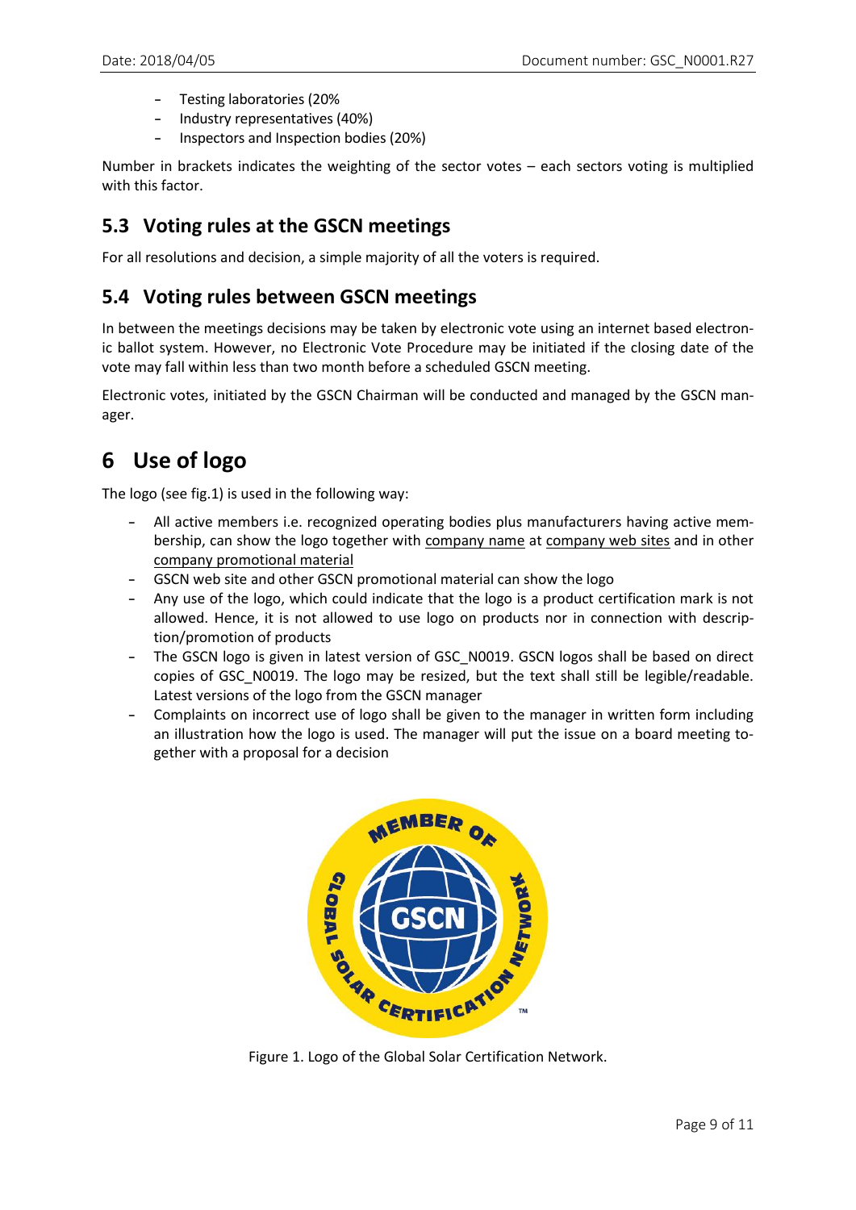- Testing laboratories (20%
- Industry representatives (40%)
- Inspectors and Inspection bodies (20%)

Number in brackets indicates the weighting of the sector votes – each sectors voting is multiplied with this factor.

## 5.3 Voting rules at the GSCN meetings

For all resolutions and decision, a simple majority of all the voters is required.

## 5.4 Voting rules between GSCN meetings

In between the meetings decisions may be taken by electronic vote using an internet based electronic ballot system. However, no Electronic Vote Procedure may be initiated if the closing date of the vote may fall within less than two month before a scheduled GSCN meeting.

Electronic votes, initiated by the GSCN Chairman will be conducted and managed by the GSCN manager.

# 6 Use of logo

The logo (see fig.1) is used in the following way:

- All active members i.e. recognized operating bodies plus manufacturers having active membership, can show the logo together with company name at company web sites and in other company promotional material
- GSCN web site and other GSCN promotional material can show the logo
- Any use of the logo, which could indicate that the logo is a product certification mark is not allowed. Hence, it is not allowed to use logo on products nor in connection with description/promotion of products
- The GSCN logo is given in latest version of GSC_N0019. GSCN logos shall be based on direct copies of GSC_N0019. The logo may be resized, but the text shall still be legible/readable. Latest versions of the logo from the GSCN manager
- Complaints on incorrect use of logo shall be given to the manager in written form including an illustration how the logo is used. The manager will put the issue on a board meeting together with a proposal for a decision

Figure 1. Logo of the Global Solar Certification Network.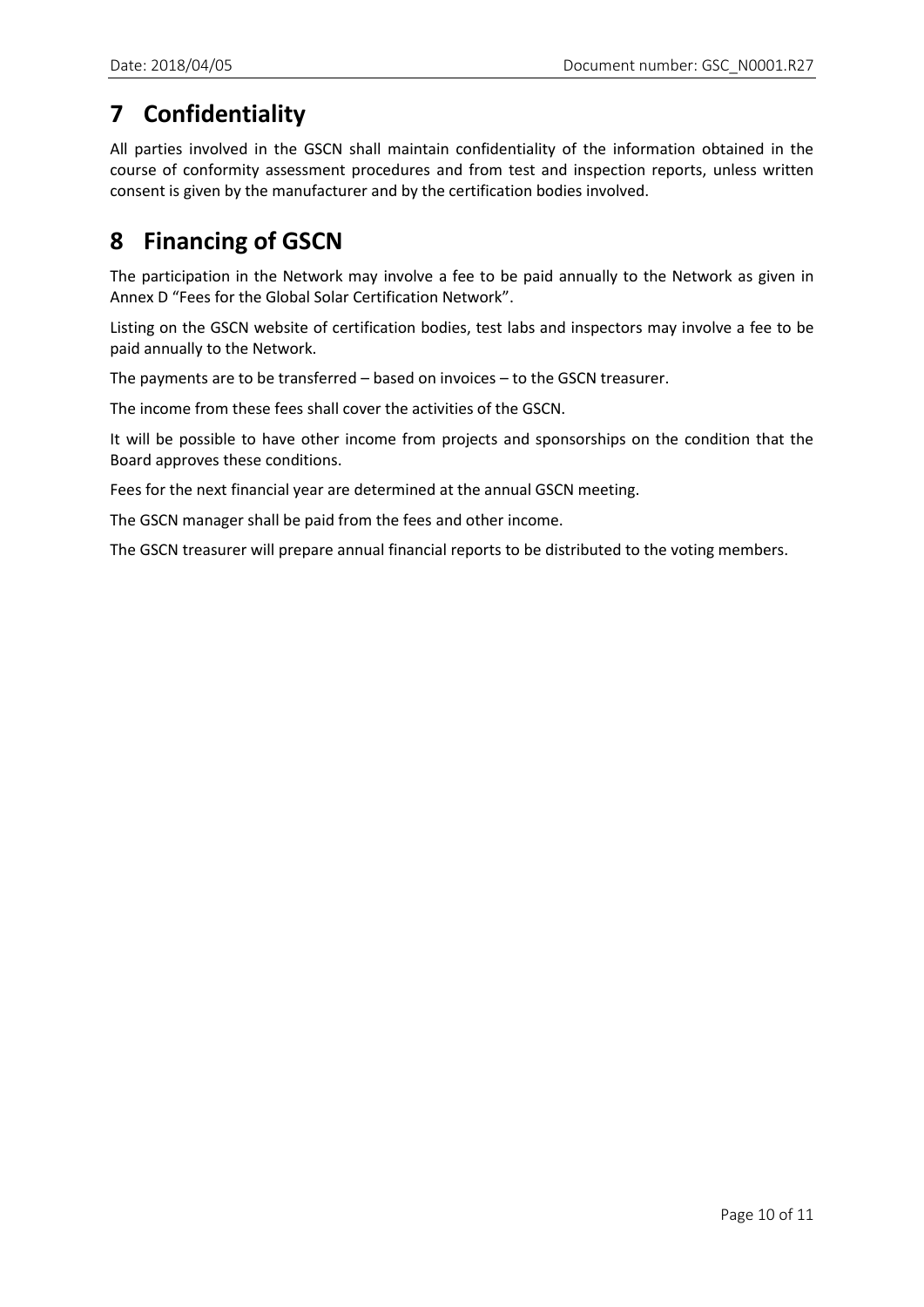# 7 Confidentiality

All parties involved in the GSCN shall maintain confidentiality of the information obtained in the course of conformity assessment procedures and from test and inspection reports, unless written consent is given by the manufacturer and by the certification bodies involved.

# 8 Financing of GSCN

The participation in the Network may involve a fee to be paid annually to the Network as given in Annex D "Fees for the Global Solar Certification Network".

Listing on the GSCN website of certification bodies, test labs and inspectors may involve a fee to be paid annually to the Network.

The payments are to be transferred – based on invoices – to the GSCN treasurer.

The income from these fees shall cover the activities of the GSCN.

It will be possible to have other income from projects and sponsorships on the condition that the Board approves these conditions.

Fees for the next financial year are determined at the annual GSCN meeting.

The GSCN manager shall be paid from the fees and other income.

The GSCN treasurer will prepare annual financial reports to be distributed to the voting members.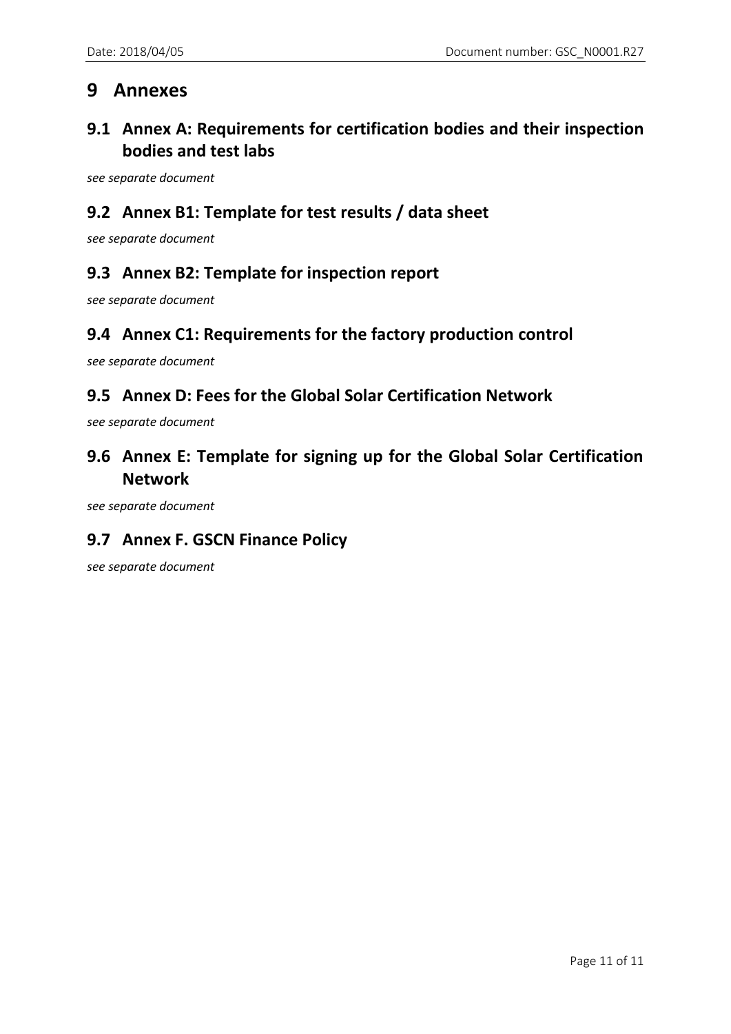# 9 Annexes

## 9.1 Annex A: Requirements for certification bodies and their inspection bodies and test labs

*see separate document*

## 9.2 Annex B1: Template for test results / data sheet

*see separate document*

## 9.3 Annex B2: Template for inspection report

*see separate document*

## 9.4 Annex C1: Requirements for the factory production control

*see separate document*

## 9.5 Annex D: Fees for the Global Solar Certification Network

*see separate document*

## 9.6 Annex E: Template for signing up for the Global Solar Certification Network

*see separate document*

## 9.7 Annex F. GSCN Finance Policy

*see separate document*